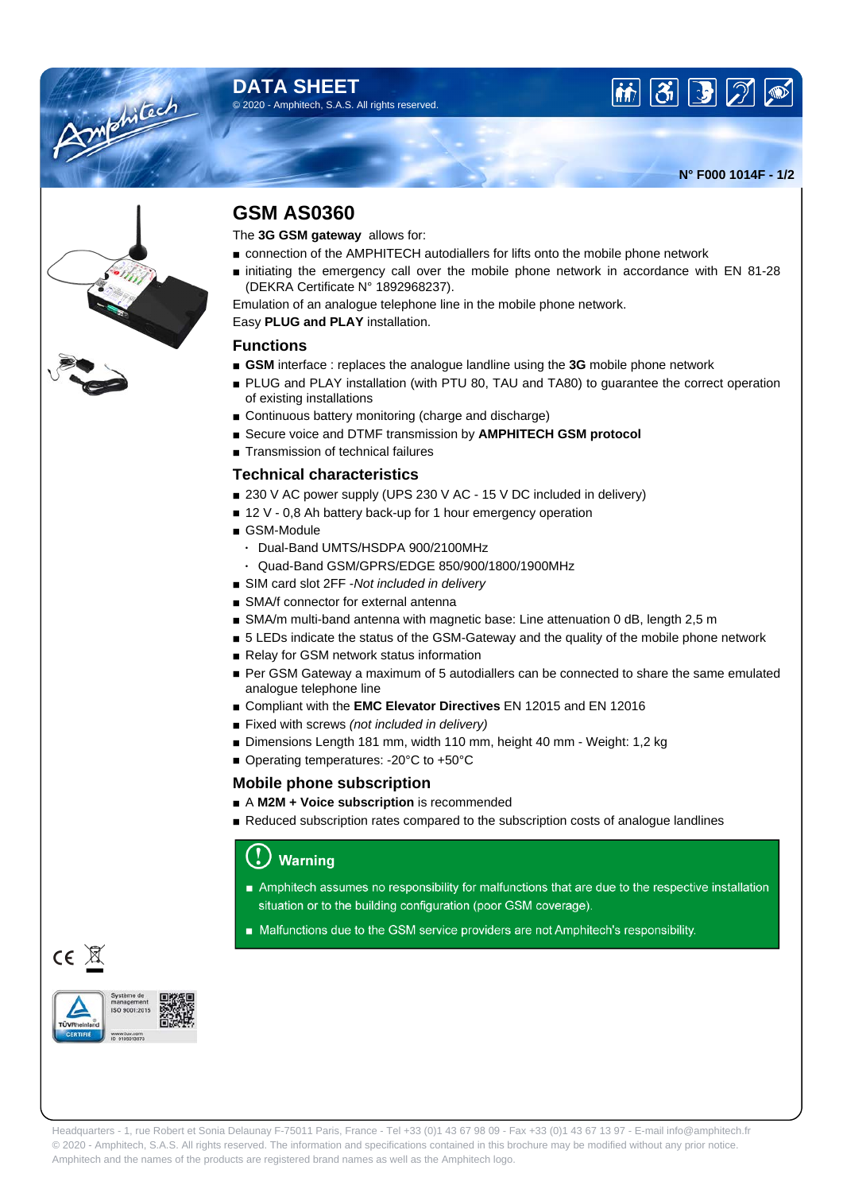# DATA SHEET

© 2020 - Amphitech, S.A.S. All rights reserved.

N° F000 1014F - 1/2

## GSM AS0360

The **3G GSM gateway** allows for:

- connection of the AMPHITECH autodiallers for lifts onto the mobile phone network
- initiating the emergency call over the mobile phone network in accordance with EN 81-28 (DEKRA Certificate N° 1892968237).

Emulation of an analogue telephone line in the mobile phone network.

Easy **PLUG and PLAY** installation.

### Functions

- **GSM** interface : replaces the analogue landline using the **3G** mobile phone network
- PLUG and PLAY installation (with PTU 80, TAU and TA80) to guarantee the correct operation of existing installations
- Continuous battery monitoring (charge and discharge)
- Secure voice and DTMF transmission by **AMPHITECH GSM protocol**
- Transmission of technical failures

### Technical characteristics

- 230 V AC power supply (UPS 230 V AC - 15 V DC included in delivery)
- 12 V - 0,8 Ah battery back-up for 1 hour emergency operation
- GSM-Module
  - Dual-Band UMTS/HSDPA 900/2100MHz
  - Quad-Band GSM/GPRS/EDGE 850/900/1800/1900MHz
- SIM card slot 2FF -*Not included in delivery*
- SMA/f connector for external antenna
- SMA/m multi-band antenna with magnetic base: Line attenuation 0 dB, length 2,5 m
- 5 LEDs indicate the status of the GSM-Gateway and the quality of the mobile phone network
- Relay for GSM network status information
- Per GSM Gateway a maximum of 5 autodiallers can be connected to share the same emulated analogue telephone line
- Compliant with the **EMC Elevator Directives** EN 12015 and EN 12016
- Fixed with screws *(not included in delivery)*
- Dimensions Length 181 mm, width 110 mm, height 40 mm - Weight: 1,2 kg
- Operating temperatures: -20°C to +50°C

### Mobile phone subscription

- A **M2M + Voice subscription** is recommended
- Reduced subscription rates compared to the subscription costs of analogue landlines

**Warning**

- Amphitech assumes no responsibility for malfunctions that are due to the respective installation situation or to the building configuration (poor GSM coverage).
- Malfunctions due to the GSM service providers are not Amphitech's responsibility.

Headquarters - 1, rue Robert et Sonia Delaunay F-75011 Paris, France - Tel +33 (0)1 43 67 98 09 - Fax +33 (0)1 43 67 13 97 - E-mail info@amphitech.fr
© 2020 - Amphitech, S.A.S. All rights reserved. The information and specifications contained in this brochure may be modified without any prior notice.
Amphitech and the names of the products are registered brand names as well as the Amphitech logo.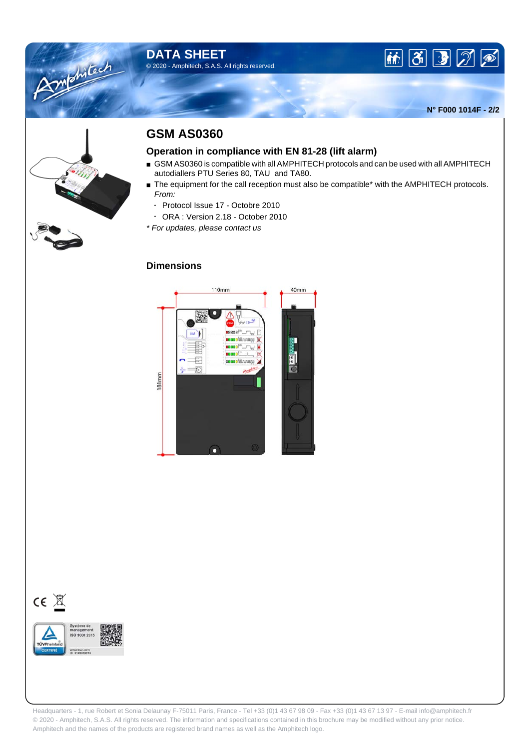# GSM AS0360

## Operation in compliance with EN 81-28 (lift alarm)

- GSM AS0360 is compatible with all AMPHITECH protocols and can be used with all AMPHITECH autodiallers PTU Series 80, TAU and TA80.
- The equipment for the call reception must also be compatible* with the AMPHITECH protocols. *From:*
  - Protocol Issue 17 - Octobre 2010
  - ORA : Version 2.18 - October 2010

*\* For updates, please contact us*

## Dimensions

110mm

40mm

181mm

Headquarters - 1, rue Robert et Sonia Delaunay F-75011 Paris, France - Tel +33 (0)1 43 67 98 09 - Fax +33 (0)1 43 67 13 97 - E-mail info@amphitech.fr
© 2020 - Amphitech, S.A.S. All rights reserved. The information and specifications contained in this brochure may be modified without any prior notice.
Amphitech and the names of the products are registered brand names as well as the Amphitech logo.